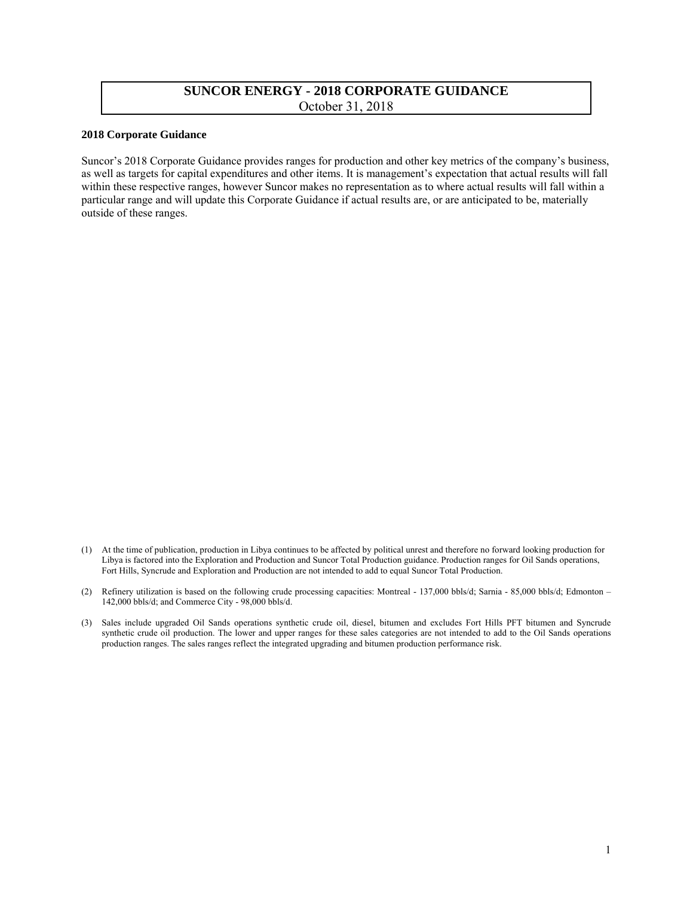# SUNCOR ENERGY - 2018 CORPORATE GUIDANCE

October 31, 2018

**2018 Corporate Guidance**

Suncor's 2018 Corporate Guidance provides ranges for production and other key metrics of the company's business, as well as targets for capital expenditures and other items. It is management's expectation that actual results will fall within these respective ranges, however Suncor makes no representation as to where actual results will fall within a particular range and will update this Corporate Guidance if actual results are, or are anticipated to be, materially outside of these ranges.

(1) At the time of publication, production in Libya continues to be affected by political unrest and therefore no forward looking production for Libya is factored into the Exploration and Production and Suncor Total Production guidance. Production ranges for Oil Sands operations, Fort Hills, Syncrude and Exploration and Production are not intended to add to equal Suncor Total Production.

(2) Refinery utilization is based on the following crude processing capacities: Montreal - 137,000 bbls/d; Sarnia - 85,000 bbls/d; Edmonton – 142,000 bbls/d; and Commerce City - 98,000 bbls/d.

(3) Sales include upgraded Oil Sands operations synthetic crude oil, diesel, bitumen and excludes Fort Hills PFT bitumen and Syncrude synthetic crude oil production. The lower and upper ranges for these sales categories are not intended to add to the Oil Sands operations production ranges. The sales ranges reflect the integrated upgrading and bitumen production performance risk.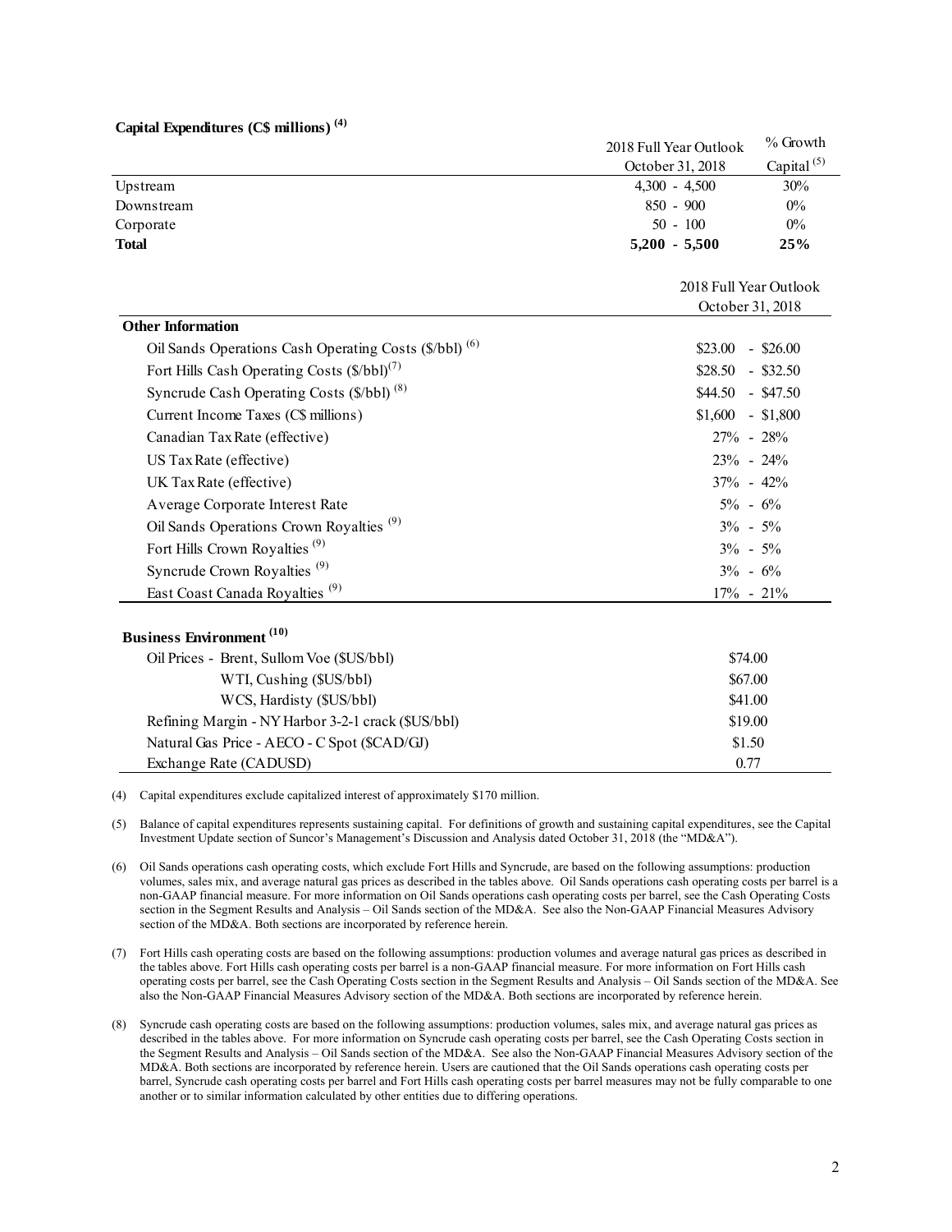**Capital Expenditures (C$ millions) [(4)]**

| | 2018 Full Year Outlook October 31, 2018 | % Growth Capital [(5)] |
|---|---|---|
| Upstream | 4,300 - 4,500 | 30% |
| Downstream | 850 - 900 | 0% |
| Corporate | 50 - 100 | 0% |
| **Total** | **5,200 - 5,500** | **25%** |

| **Other Information** | 2018 Full Year Outlook October 31, 2018 |
|---|---|
| Oil Sands Operations Cash Operating Costs ($/bbl) [(6)] | $23.00 - $26.00 |
| Fort Hills Cash Operating Costs ($/bbl)[(7)] | $28.50 - $32.50 |
| Syncrude Cash Operating Costs ($/bbl) [(8)] | $44.50 - $47.50 |
| Current Income Taxes (C$ millions) | $1,600 - $1,800 |
| Canadian Tax Rate (effective) | 27% - 28% |
| US Tax Rate (effective) | 23% - 24% |
| UK Tax Rate (effective) | 37% - 42% |
| Average Corporate Interest Rate | 5% - 6% |
| Oil Sands Operations Crown Royalties [(9)] | 3% - 5% |
| Fort Hills Crown Royalties [(9)] | 3% - 5% |
| Syncrude Crown Royalties [(9)] | 3% - 6% |
| East Coast Canada Royalties [(9)] | 17% - 21% |

**Business Environment [(10)]**

| | |
|---|---|
| Oil Prices - Brent, Sullom Voe ($US/bbl) | $74.00 |
| WTI, Cushing ($US/bbl) | $67.00 |
| WCS, Hardisty ($US/bbl) | $41.00 |
| Refining Margin - NY Harbor 3-2-1 crack ($US/bbl) | $19.00 |
| Natural Gas Price - AECO - C Spot ($CAD/GJ) | $1.50 |
| Exchange Rate (CADUSD) | 0.77 |

(4) Capital expenditures exclude capitalized interest of approximately $170 million.

(5) Balance of capital expenditures represents sustaining capital. For definitions of growth and sustaining capital expenditures, see the Capital Investment Update section of Suncor's Management's Discussion and Analysis dated October 31, 2018 (the "MD&A").

(6) Oil Sands operations cash operating costs, which exclude Fort Hills and Syncrude, are based on the following assumptions: production volumes, sales mix, and average natural gas prices as described in the tables above. Oil Sands operations cash operating costs per barrel is a non-GAAP financial measure. For more information on Oil Sands operations cash operating costs per barrel, see the Cash Operating Costs section in the Segment Results and Analysis – Oil Sands section of the MD&A. See also the Non-GAAP Financial Measures Advisory section of the MD&A. Both sections are incorporated by reference herein.

(7) Fort Hills cash operating costs are based on the following assumptions: production volumes and average natural gas prices as described in the tables above. Fort Hills cash operating costs per barrel is a non-GAAP financial measure. For more information on Fort Hills cash operating costs per barrel, see the Cash Operating Costs section in the Segment Results and Analysis – Oil Sands section of the MD&A. See also the Non-GAAP Financial Measures Advisory section of the MD&A. Both sections are incorporated by reference herein.

(8) Syncrude cash operating costs are based on the following assumptions: production volumes, sales mix, and average natural gas prices as described in the tables above. For more information on Syncrude cash operating costs per barrel, see the Cash Operating Costs section in the Segment Results and Analysis – Oil Sands section of the MD&A. See also the Non-GAAP Financial Measures Advisory section of the MD&A. Both sections are incorporated by reference herein. Users are cautioned that the Oil Sands operations cash operating costs per barrel, Syncrude cash operating costs per barrel and Fort Hills cash operating costs per barrel measures may not be fully comparable to one another or to similar information calculated by other entities due to differing operations.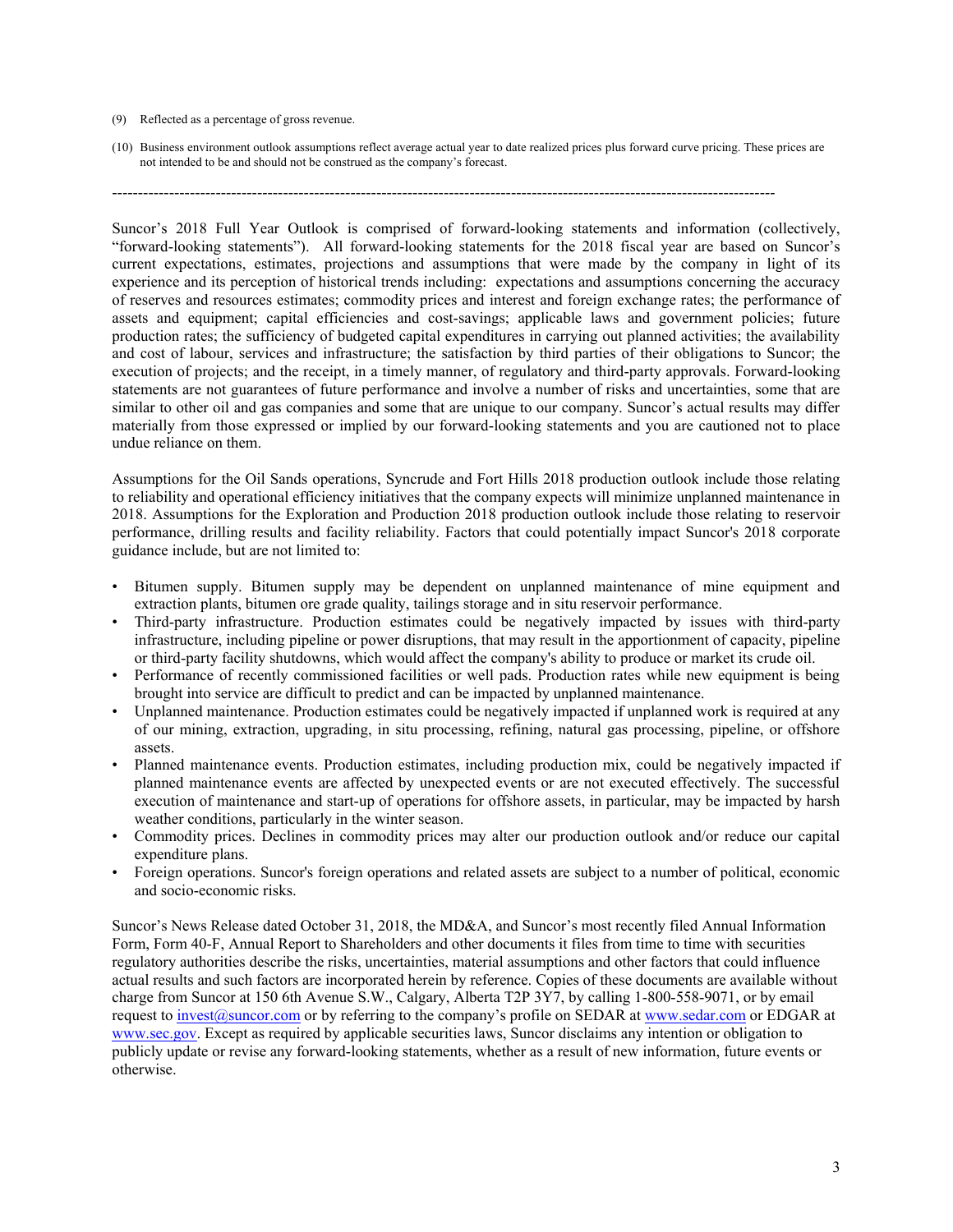(9) Reflected as a percentage of gross revenue.

(10) Business environment outlook assumptions reflect average actual year to date realized prices plus forward curve pricing. These prices are not intended to be and should not be construed as the company's forecast.

---

Suncor's 2018 Full Year Outlook is comprised of forward-looking statements and information (collectively, "forward-looking statements"). All forward-looking statements for the 2018 fiscal year are based on Suncor's current expectations, estimates, projections and assumptions that were made by the company in light of its experience and its perception of historical trends including: expectations and assumptions concerning the accuracy of reserves and resources estimates; commodity prices and interest and foreign exchange rates; the performance of assets and equipment; capital efficiencies and cost-savings; applicable laws and government policies; future production rates; the sufficiency of budgeted capital expenditures in carrying out planned activities; the availability and cost of labour, services and infrastructure; the satisfaction by third parties of their obligations to Suncor; the execution of projects; and the receipt, in a timely manner, of regulatory and third-party approvals. Forward-looking statements are not guarantees of future performance and involve a number of risks and uncertainties, some that are similar to other oil and gas companies and some that are unique to our company. Suncor's actual results may differ materially from those expressed or implied by our forward-looking statements and you are cautioned not to place undue reliance on them.

Assumptions for the Oil Sands operations, Syncrude and Fort Hills 2018 production outlook include those relating to reliability and operational efficiency initiatives that the company expects will minimize unplanned maintenance in 2018. Assumptions for the Exploration and Production 2018 production outlook include those relating to reservoir performance, drilling results and facility reliability. Factors that could potentially impact Suncor's 2018 corporate guidance include, but are not limited to:

- Bitumen supply. Bitumen supply may be dependent on unplanned maintenance of mine equipment and extraction plants, bitumen ore grade quality, tailings storage and in situ reservoir performance.
- Third-party infrastructure. Production estimates could be negatively impacted by issues with third-party infrastructure, including pipeline or power disruptions, that may result in the apportionment of capacity, pipeline or third-party facility shutdowns, which would affect the company's ability to produce or market its crude oil.
- Performance of recently commissioned facilities or well pads. Production rates while new equipment is being brought into service are difficult to predict and can be impacted by unplanned maintenance.
- Unplanned maintenance. Production estimates could be negatively impacted if unplanned work is required at any of our mining, extraction, upgrading, in situ processing, refining, natural gas processing, pipeline, or offshore assets.
- Planned maintenance events. Production estimates, including production mix, could be negatively impacted if planned maintenance events are affected by unexpected events or are not executed effectively. The successful execution of maintenance and start-up of operations for offshore assets, in particular, may be impacted by harsh weather conditions, particularly in the winter season.
- Commodity prices. Declines in commodity prices may alter our production outlook and/or reduce our capital expenditure plans.
- Foreign operations. Suncor's foreign operations and related assets are subject to a number of political, economic and socio-economic risks.

Suncor's News Release dated October 31, 2018, the MD&A, and Suncor's most recently filed Annual Information Form, Form 40-F, Annual Report to Shareholders and other documents it files from time to time with securities regulatory authorities describe the risks, uncertainties, material assumptions and other factors that could influence actual results and such factors are incorporated herein by reference. Copies of these documents are available without charge from Suncor at 150 6th Avenue S.W., Calgary, Alberta T2P 3Y7, by calling 1-800-558-9071, or by email request to invest@suncor.com or by referring to the company's profile on SEDAR at www.sedar.com or EDGAR at www.sec.gov. Except as required by applicable securities laws, Suncor disclaims any intention or obligation to publicly update or revise any forward-looking statements, whether as a result of new information, future events or otherwise.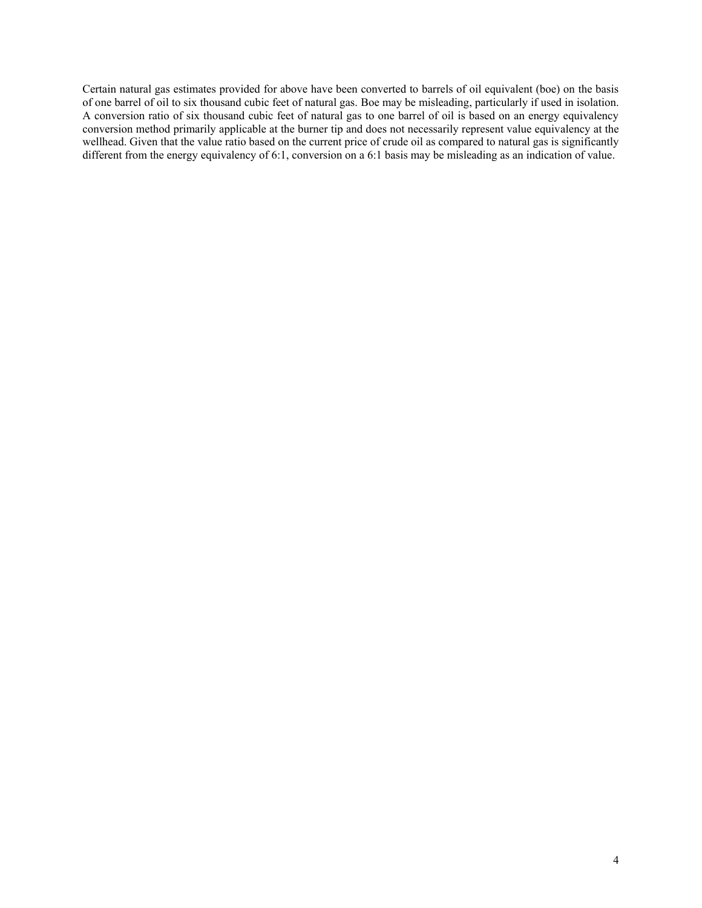Certain natural gas estimates provided for above have been converted to barrels of oil equivalent (boe) on the basis of one barrel of oil to six thousand cubic feet of natural gas. Boe may be misleading, particularly if used in isolation. A conversion ratio of six thousand cubic feet of natural gas to one barrel of oil is based on an energy equivalency conversion method primarily applicable at the burner tip and does not necessarily represent value equivalency at the wellhead. Given that the value ratio based on the current price of crude oil as compared to natural gas is significantly different from the energy equivalency of 6:1, conversion on a 6:1 basis may be misleading as an indication of value.